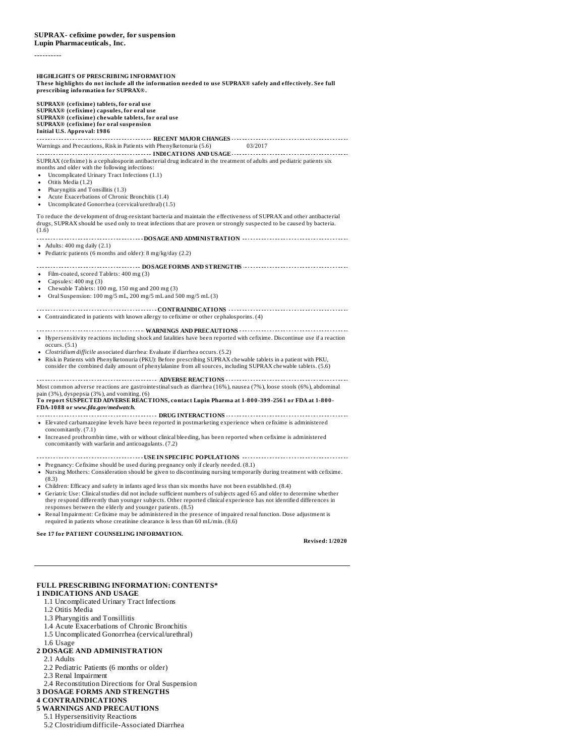**SUPRAX- cefixime powder, for suspension**
**Lupin Pharmaceuticals, Inc.**

----------

**HIGHLIGHTS OF PRESCRIBING INFORMATION**
**These highlights do not include all the information needed to use SUPRAX® safely and effectively. See full prescribing information for SUPRAX®.**

**SUPRAX® (cefixime) tablets, for oral use**
**SUPRAX® (cefixime) capsules, for oral use**
**SUPRAX® (cefixime) chewable tablets, for oral use**
**SUPRAX® (cefixime) for oral suspension**
**Initial U.S. Approval: 1986**

**RECENT MAJOR CHANGES**

Warnings and Precautions, Risk in Patients with Phenylketonuria (5.6) 03/2017

**INDICATIONS AND USAGE**

SUPRAX (cefixime) is a cephalosporin antibacterial drug indicated in the treatment of adults and pediatric patients six months and older with the following infections:

- Uncomplicated Urinary Tract Infections (1.1)
- Otitis Media (1.2)
- Pharyngitis and Tonsillitis (1.3)
- Acute Exacerbations of Chronic Bronchitis (1.4)
- Uncomplicated Gonorrhea (cervical/urethral) (1.5)

To reduce the development of drug-resistant bacteria and maintain the effectiveness of SUPRAX and other antibacterial drugs, SUPRAX should be used only to treat infections that are proven or strongly suspected to be caused by bacteria. (1.6)

**DOSAGE AND ADMINISTRATION**

- Adults: 400 mg daily (2.1)
- Pediatric patients (6 months and older): 8 mg/kg/day (2.2)

**DOSAGE FORMS AND STRENGTHS**

- Film-coated, scored Tablets: 400 mg (3)
- Capsules: 400 mg (3)
- Chewable Tablets: 100 mg, 150 mg and 200 mg (3)
- Oral Suspension: 100 mg/5 mL, 200 mg/5 mL and 500 mg/5 mL (3)

**CONTRAINDICATIONS**

- Contraindicated in patients with known allergy to cefixime or other cephalosporins. (4)

**WARNINGS AND PRECAUTIONS**

- Hypersensitivity reactions including shock and fatalities have been reported with cefixime. Discontinue use if a reaction occurs. (5.1)
- *Clostridium difficile* associated diarrhea: Evaluate if diarrhea occurs. (5.2)
- Risk in Patients with Phenylketonuria (PKU): Before prescribing SUPRAX chewable tablets in a patient with PKU, consider the combined daily amount of phenylalanine from all sources, including SUPRAX chewable tablets. (5.6)

**ADVERSE REACTIONS**

Most common adverse reactions are gastrointestinal such as diarrhea (16%), nausea (7%), loose stools (6%), abdominal pain (3%), dyspepsia (3%), and vomiting. (6)

**To report SUSPECTED ADVERSE REACTIONS, contact Lupin Pharma at 1-800-399-2561 or FDA at 1-800-FDA-1088 or *www.fda.gov/medwatch.***

**DRUG INTERACTIONS**

- Elevated carbamazepine levels have been reported in postmarketing experience when cefixime is administered concomitantly. (7.1)
- Increased prothrombin time, with or without clinical bleeding, has been reported when cefixime is administered concomitantly with warfarin and anticoagulants. (7.2)

**USE IN SPECIFIC POPULATIONS**

- Pregnancy: Cefixime should be used during pregnancy only if clearly needed. (8.1)
- Nursing Mothers: Consideration should be given to discontinuing nursing temporarily during treatment with cefixime. (8.3)
- Children: Efficacy and safety in infants aged less than six months have not been established. (8.4)
- Geriatric Use: Clinical studies did not include sufficient numbers of subjects aged 65 and older to determine whether they respond differently than younger subjects. Other reported clinical experience has not identified differences in responses between the elderly and younger patients. (8.5)
- Renal Impairment: Cefixime may be administered in the presence of impaired renal function. Dose adjustment is required in patients whose creatinine clearance is less than 60 mL/min. (8.6)

**See 17 for PATIENT COUNSELING INFORMATION.**

**Revised: 1/2020**

---

**FULL PRESCRIBING INFORMATION: CONTENTS***

**1 INDICATIONS AND USAGE**
- 1.1 Uncomplicated Urinary Tract Infections
- 1.2 Otitis Media
- 1.3 Pharyngitis and Tonsillitis
- 1.4 Acute Exacerbations of Chronic Bronchitis
- 1.5 Uncomplicated Gonorrhea (cervical/urethral)
- 1.6 Usage

**2 DOSAGE AND ADMINISTRATION**
- 2.1 Adults
- 2.2 Pediatric Patients (6 months or older)
- 2.3 Renal Impairment
- 2.4 Reconstitution Directions for Oral Suspension

**3 DOSAGE FORMS AND STRENGTHS**

**4 CONTRAINDICATIONS**

**5 WARNINGS AND PRECAUTIONS**
- 5.1 Hypersensitivity Reactions
- 5.2 Clostridium difficile-Associated Diarrhea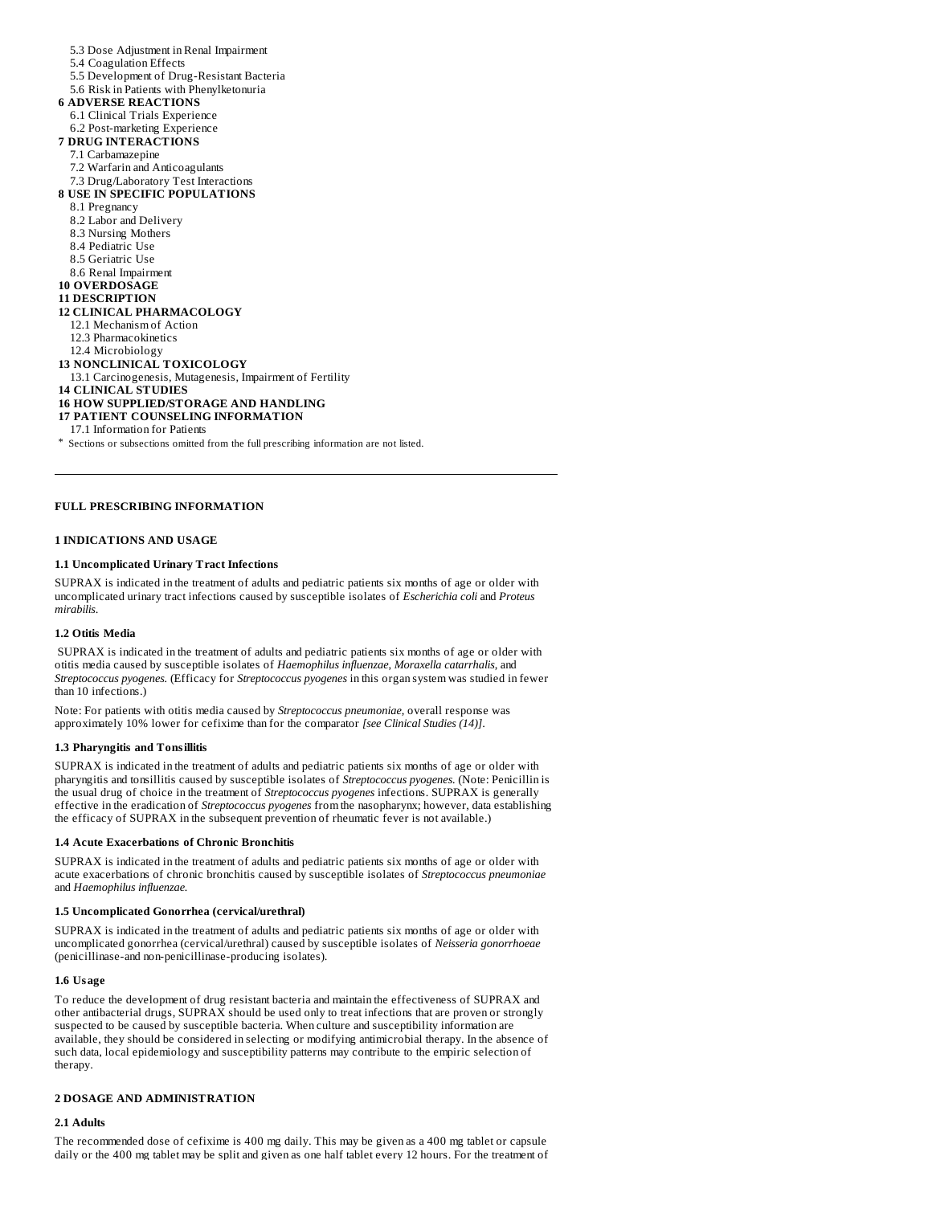5.3 Dose Adjustment in Renal Impairment
5.4 Coagulation Effects
5.5 Development of Drug-Resistant Bacteria
5.6 Risk in Patients with Phenylketonuria

**6 ADVERSE REACTIONS**
6.1 Clinical Trials Experience
6.2 Post-marketing Experience

**7 DRUG INTERACTIONS**
7.1 Carbamazepine
7.2 Warfarin and Anticoagulants
7.3 Drug/Laboratory Test Interactions

**8 USE IN SPECIFIC POPULATIONS**
8.1 Pregnancy
8.2 Labor and Delivery
8.3 Nursing Mothers
8.4 Pediatric Use
8.5 Geriatric Use
8.6 Renal Impairment

**10 OVERDOSAGE**

**11 DESCRIPTION**

**12 CLINICAL PHARMACOLOGY**
12.1 Mechanism of Action
12.3 Pharmacokinetics
12.4 Microbiology

**13 NONCLINICAL TOXICOLOGY**
13.1 Carcinogenesis, Mutagenesis, Impairment of Fertility

**14 CLINICAL STUDIES**

**16 HOW SUPPLIED/STORAGE AND HANDLING**

**17 PATIENT COUNSELING INFORMATION**
17.1 Information for Patients

* Sections or subsections omitted from the full prescribing information are not listed.

---

# FULL PRESCRIBING INFORMATION

## 1 INDICATIONS AND USAGE

### 1.1 Uncomplicated Urinary Tract Infections

SUPRAX is indicated in the treatment of adults and pediatric patients six months of age or older with uncomplicated urinary tract infections caused by susceptible isolates of *Escherichia coli* and *Proteus mirabilis*.

### 1.2 Otitis Media

SUPRAX is indicated in the treatment of adults and pediatric patients six months of age or older with otitis media caused by susceptible isolates of *Haemophilus influenzae*, *Moraxella catarrhalis*, and *Streptococcus pyogenes*. (Efficacy for *Streptococcus pyogenes* in this organ system was studied in fewer than 10 infections.)

Note: For patients with otitis media caused by *Streptococcus pneumoniae*, overall response was approximately 10% lower for cefixime than for the comparator *[see Clinical Studies (14)]*.

### 1.3 Pharyngitis and Tonsillitis

SUPRAX is indicated in the treatment of adults and pediatric patients six months of age or older with pharyngitis and tonsillitis caused by susceptible isolates of *Streptococcus pyogenes*. (Note: Penicillin is the usual drug of choice in the treatment of *Streptococcus pyogenes* infections. SUPRAX is generally effective in the eradication of *Streptococcus pyogenes* from the nasopharynx; however, data establishing the efficacy of SUPRAX in the subsequent prevention of rheumatic fever is not available.)

### 1.4 Acute Exacerbations of Chronic Bronchitis

SUPRAX is indicated in the treatment of adults and pediatric patients six months of age or older with acute exacerbations of chronic bronchitis caused by susceptible isolates of *Streptococcus pneumoniae* and *Haemophilus influenzae*.

### 1.5 Uncomplicated Gonorrhea (cervical/urethral)

SUPRAX is indicated in the treatment of adults and pediatric patients six months of age or older with uncomplicated gonorrhea (cervical/urethral) caused by susceptible isolates of *Neisseria gonorrhoeae* (penicillinase-and non-penicillinase-producing isolates).

### 1.6 Usage

To reduce the development of drug resistant bacteria and maintain the effectiveness of SUPRAX and other antibacterial drugs, SUPRAX should be used only to treat infections that are proven or strongly suspected to be caused by susceptible bacteria. When culture and susceptibility information are available, they should be considered in selecting or modifying antimicrobial therapy. In the absence of such data, local epidemiology and susceptibility patterns may contribute to the empiric selection of therapy.

## 2 DOSAGE AND ADMINISTRATION

### 2.1 Adults

The recommended dose of cefixime is 400 mg daily. This may be given as a 400 mg tablet or capsule daily or the 400 mg tablet may be split and given as one half tablet every 12 hours. For the treatment of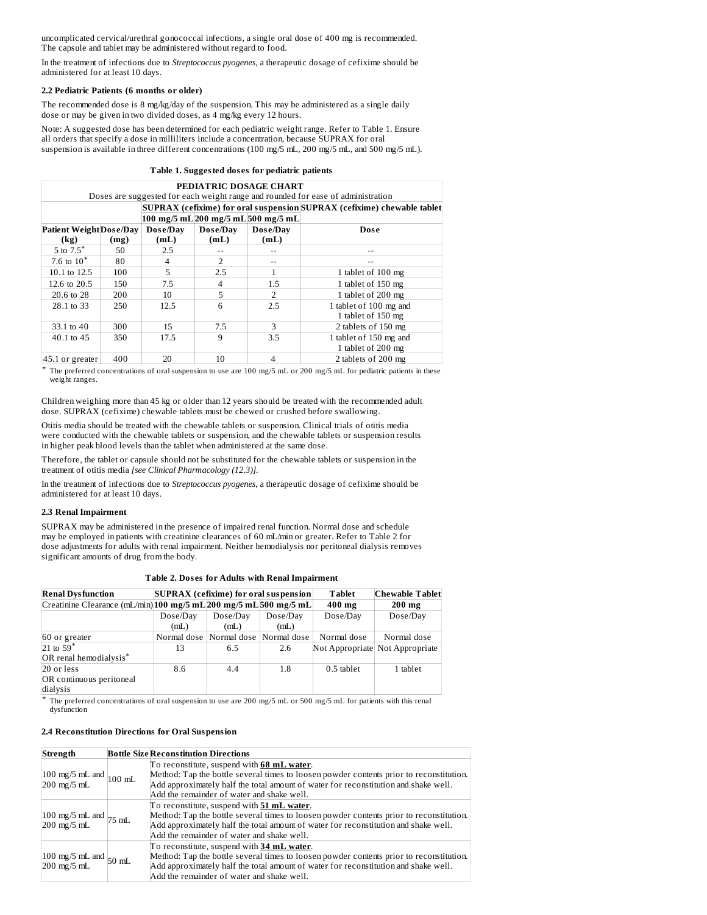uncomplicated cervical/urethral gonococcal infections, a single oral dose of 400 mg is recommended. The capsule and tablet may be administered without regard to food.

In the treatment of infections due to *Streptococcus pyogenes*, a therapeutic dosage of cefixime should be administered for at least 10 days.

### 2.2 Pediatric Patients (6 months or older)

The recommended dose is 8 mg/kg/day of the suspension. This may be administered as a single daily dose or may be given in two divided doses, as 4 mg/kg every 12 hours.

Note: A suggested dose has been determined for each pediatric weight range. Refer to Table 1. Ensure all orders that specify a dose in milliliters include a concentration, because SUPRAX for oral suspension is available in three different concentrations (100 mg/5 mL, 200 mg/5 mL, and 500 mg/5 mL).

**Table 1. Suggested doses for pediatric patients**

| PEDIATRIC DOSAGE CHART<br>Doses are suggested for each weight range and rounded for ease of administration | | | | | |
|---|---|---|---|---|---|
| | | **SUPRAX (cefixime) for oral suspension** | | | **SUPRAX (cefixime) chewable tablet** |
| | | **100 mg/5 mL** | **200 mg/5 mL** | **500 mg/5 mL** | |
| **Patient Weight (kg)** | **Dose/Day (mg)** | **Dose/Day (mL)** | **Dose/Day (mL)** | **Dose/Day (mL)** | **Dose** |
| 5 to 7.5* | 50 | 2.5 | -- | -- | -- |
| 7.6 to 10* | 80 | 4 | 2 | -- | -- |
| 10.1 to 12.5 | 100 | 5 | 2.5 | 1 | 1 tablet of 100 mg |
| 12.6 to 20.5 | 150 | 7.5 | 4 | 1.5 | 1 tablet of 150 mg |
| 20.6 to 28 | 200 | 10 | 5 | 2 | 1 tablet of 200 mg |
| 28.1 to 33 | 250 | 12.5 | 6 | 2.5 | 1 tablet of 100 mg and 1 tablet of 150 mg |
| 33.1 to 40 | 300 | 15 | 7.5 | 3 | 2 tablets of 150 mg |
| 40.1 to 45 | 350 | 17.5 | 9 | 3.5 | 1 tablet of 150 mg and 1 tablet of 200 mg |
| 45.1 or greater | 400 | 20 | 10 | 4 | 2 tablets of 200 mg |

* The preferred concentrations of oral suspension to use are 100 mg/5 mL or 200 mg/5 mL for pediatric patients in these weight ranges.

Children weighing more than 45 kg or older than 12 years should be treated with the recommended adult dose. SUPRAX (cefixime) chewable tablets must be chewed or crushed before swallowing.

Otitis media should be treated with the chewable tablets or suspension. Clinical trials of otitis media were conducted with the chewable tablets or suspension, and the chewable tablets or suspension results in higher peak blood levels than the tablet when administered at the same dose.

Therefore, the tablet or capsule should not be substituted for the chewable tablets or suspension in the treatment of otitis media *[see Clinical Pharmacology (12.3)]*.

In the treatment of infections due to *Streptococcus pyogenes*, a therapeutic dosage of cefixime should be administered for at least 10 days.

### 2.3 Renal Impairment

SUPRAX may be administered in the presence of impaired renal function. Normal dose and schedule may be employed in patients with creatinine clearances of 60 mL/min or greater. Refer to Table 2 for dose adjustments for adults with renal impairment. Neither hemodialysis nor peritoneal dialysis removes significant amounts of drug from the body.

**Table 2. Doses for Adults with Renal Impairment**

| **Renal Dysfunction** | **SUPRAX (cefixime) for oral suspension** | | | **Tablet** | **Chewable Tablet** |
|---|---|---|---|---|---|
| Creatinine Clearance (mL/min) | **100 mg/5 mL** | **200 mg/5 mL** | **500 mg/5 mL** | **400 mg** | **200 mg** |
| | Dose/Day (mL) | Dose/Day (mL) | Dose/Day (mL) | Dose/Day | Dose/Day |
| 60 or greater | Normal dose | Normal dose | Normal dose | Normal dose | Normal dose |
| 21 to 59* OR renal hemodialysis* | 13 | 6.5 | 2.6 | Not Appropriate | Not Appropriate |
| 20 or less OR continuous peritoneal dialysis | 8.6 | 4.4 | 1.8 | 0.5 tablet | 1 tablet |

* The preferred concentrations of oral suspension to use are 200 mg/5 mL or 500 mg/5 mL for patients with this renal dysfunction

### 2.4 Reconstitution Directions for Oral Suspension

| **Strength** | **Bottle Size** | **Reconstitution Directions** |
|---|---|---|
| 100 mg/5 mL and 200 mg/5 mL | 100 mL | To reconstitute, suspend with **68 mL water**.<br>Method: Tap the bottle several times to loosen powder contents prior to reconstitution. Add approximately half the total amount of water for reconstitution and shake well. Add the remainder of water and shake well. |
| 100 mg/5 mL and 200 mg/5 mL | 75 mL | To reconstitute, suspend with **51 mL water**.<br>Method: Tap the bottle several times to loosen powder contents prior to reconstitution. Add approximately half the total amount of water for reconstitution and shake well. Add the remainder of water and shake well. |
| 100 mg/5 mL and 200 mg/5 mL | 50 mL | To reconstitute, suspend with **34 mL water**.<br>Method: Tap the bottle several times to loosen powder contents prior to reconstitution. Add approximately half the total amount of water for reconstitution and shake well. Add the remainder of water and shake well. |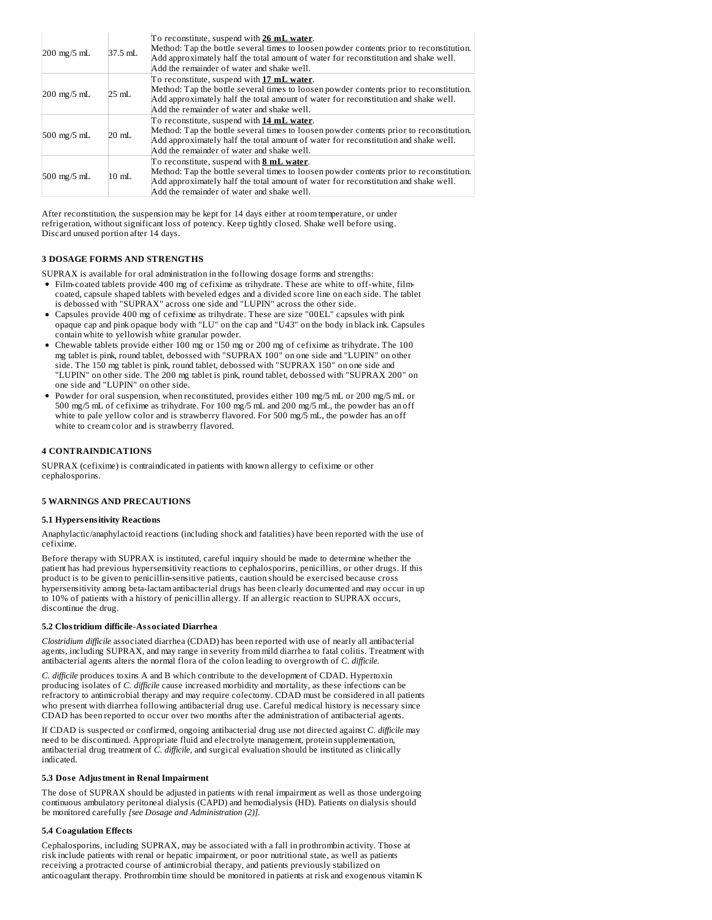| | | |
|---|---|---|
| 200 mg/5 mL | 37.5 mL | To reconstitute, suspend with **26 mL water**.<br>Method: Tap the bottle several times to loosen powder contents prior to reconstitution. Add approximately half the total amount of water for reconstitution and shake well. Add the remainder of water and shake well. |
| 200 mg/5 mL | 25 mL | To reconstitute, suspend with **17 mL water**.<br>Method: Tap the bottle several times to loosen powder contents prior to reconstitution. Add approximately half the total amount of water for reconstitution and shake well. Add the remainder of water and shake well. |
| 500 mg/5 mL | 20 mL | To reconstitute, suspend with **14 mL water**.<br>Method: Tap the bottle several times to loosen powder contents prior to reconstitution. Add approximately half the total amount of water for reconstitution and shake well. Add the remainder of water and shake well. |
| 500 mg/5 mL | 10 mL | To reconstitute, suspend with **8 mL water**.<br>Method: Tap the bottle several times to loosen powder contents prior to reconstitution. Add approximately half the total amount of water for reconstitution and shake well. Add the remainder of water and shake well. |

After reconstitution, the suspension may be kept for 14 days either at room temperature, or under refrigeration, without significant loss of potency. Keep tightly closed. Shake well before using. Discard unused portion after 14 days.

## 3 DOSAGE FORMS AND STRENGTHS

SUPRAX is available for oral administration in the following dosage forms and strengths:

- Film-coated tablets provide 400 mg of cefixime as trihydrate. These are white to off-white, film-coated, capsule shaped tablets with beveled edges and a divided score line on each side. The tablet is debossed with "SUPRAX" across one side and "LUPIN" across the other side.
- Capsules provide 400 mg of cefixime as trihydrate. These are size "00EL" capsules with pink opaque cap and pink opaque body with "LU" on the cap and "U43" on the body in black ink. Capsules contain white to yellowish white granular powder.
- Chewable tablets provide either 100 mg or 150 mg or 200 mg of cefixime as trihydrate. The 100 mg tablet is pink, round tablet, debossed with "SUPRAX 100" on one side and "LUPIN" on other side. The 150 mg tablet is pink, round tablet, debossed with "SUPRAX 150" on one side and "LUPIN" on other side. The 200 mg tablet is pink, round tablet, debossed with "SUPRAX 200" on one side and "LUPIN" on other side.
- Powder for oral suspension, when reconstituted, provides either 100 mg/5 mL or 200 mg/5 mL or 500 mg/5 mL of cefixime as trihydrate. For 100 mg/5 mL and 200 mg/5 mL, the powder has an off white to pale yellow color and is strawberry flavored. For 500 mg/5 mL, the powder has an off white to cream color and is strawberry flavored.

## 4 CONTRAINDICATIONS

SUPRAX (cefixime) is contraindicated in patients with known allergy to cefixime or other cephalosporins.

## 5 WARNINGS AND PRECAUTIONS

### 5.1 Hypersensitivity Reactions

Anaphylactic/anaphylactoid reactions (including shock and fatalities) have been reported with the use of cefixime.

Before therapy with SUPRAX is instituted, careful inquiry should be made to determine whether the patient has had previous hypersensitivity reactions to cephalosporins, penicillins, or other drugs. If this product is to be given to penicillin-sensitive patients, caution should be exercised because cross hypersensitivity among beta-lactam antibacterial drugs has been clearly documented and may occur in up to 10% of patients with a history of penicillin allergy. If an allergic reaction to SUPRAX occurs, discontinue the drug.

### 5.2 Clostridium difficile-Associated Diarrhea

*Clostridium difficile* associated diarrhea (CDAD) has been reported with use of nearly all antibacterial agents, including SUPRAX, and may range in severity from mild diarrhea to fatal colitis. Treatment with antibacterial agents alters the normal flora of the colon leading to overgrowth of *C. difficile.*

*C. difficile* produces toxins A and B which contribute to the development of CDAD. Hypertoxin producing isolates of *C. difficile* cause increased morbidity and mortality, as these infections can be refractory to antimicrobial therapy and may require colectomy. CDAD must be considered in all patients who present with diarrhea following antibacterial drug use. Careful medical history is necessary since CDAD has been reported to occur over two months after the administration of antibacterial agents.

If CDAD is suspected or confirmed, ongoing antibacterial drug use not directed against *C. difficile* may need to be discontinued. Appropriate fluid and electrolyte management, protein supplementation, antibacterial drug treatment of *C. difficile,* and surgical evaluation should be instituted as clinically indicated.

### 5.3 Dose Adjustment in Renal Impairment

The dose of SUPRAX should be adjusted in patients with renal impairment as well as those undergoing continuous ambulatory peritoneal dialysis (CAPD) and hemodialysis (HD). Patients on dialysis should be monitored carefully *[see Dosage and Administration (2)].*

### 5.4 Coagulation Effects

Cephalosporins, including SUPRAX, may be associated with a fall in prothrombin activity. Those at risk include patients with renal or hepatic impairment, or poor nutritional state, as well as patients receiving a protracted course of antimicrobial therapy, and patients previously stabilized on anticoagulant therapy. Prothrombin time should be monitored in patients at risk and exogenous vitamin K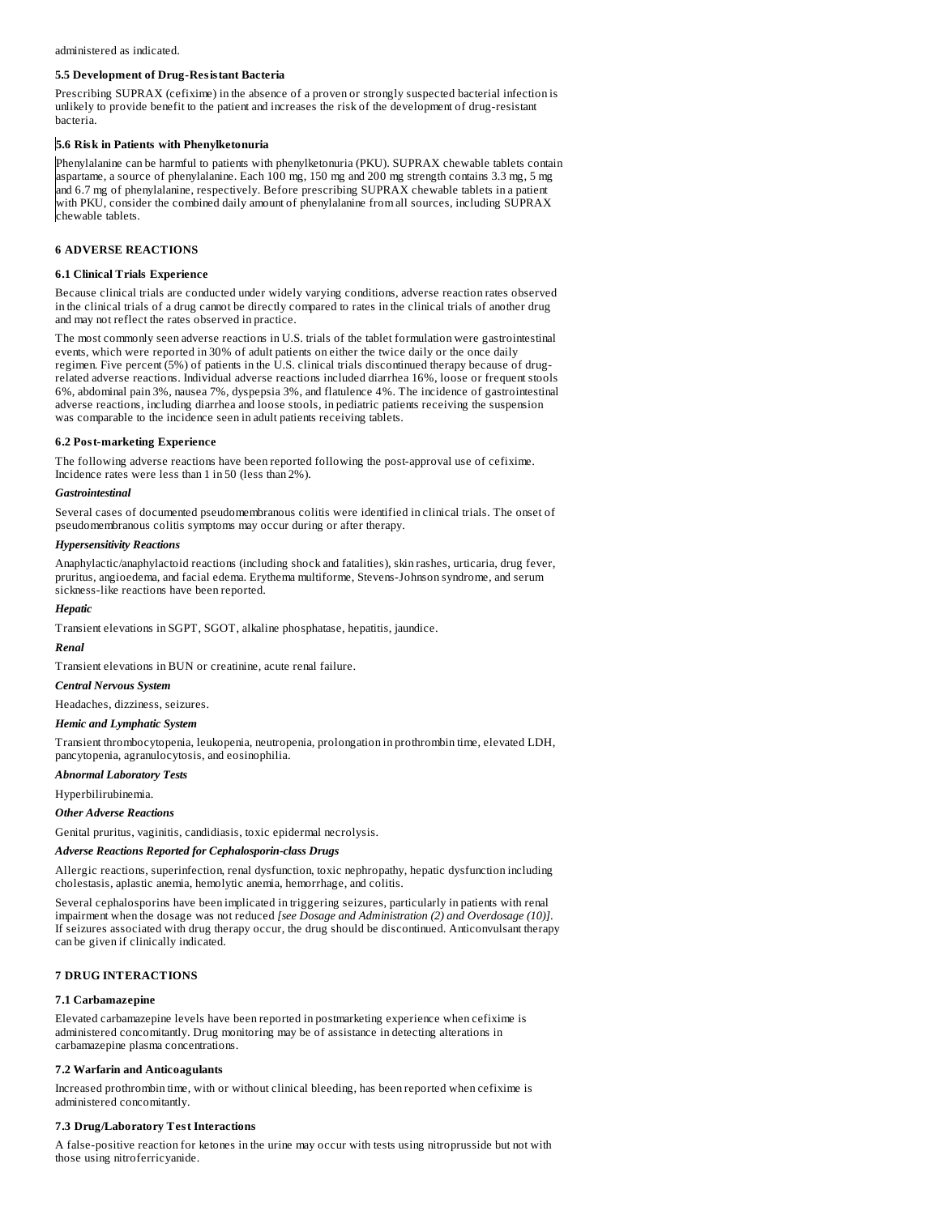administered as indicated.

### 5.5 Development of Drug-Resistant Bacteria

Prescribing SUPRAX (cefixime) in the absence of a proven or strongly suspected bacterial infection is unlikely to provide benefit to the patient and increases the risk of the development of drug-resistant bacteria.

### 5.6 Risk in Patients with Phenylketonuria

Phenylalanine can be harmful to patients with phenylketonuria (PKU). SUPRAX chewable tablets contain aspartame, a source of phenylalanine. Each 100 mg, 150 mg and 200 mg strength contains 3.3 mg, 5 mg and 6.7 mg of phenylalanine, respectively. Before prescribing SUPRAX chewable tablets in a patient with PKU, consider the combined daily amount of phenylalanine from all sources, including SUPRAX chewable tablets.

## 6 ADVERSE REACTIONS

### 6.1 Clinical Trials Experience

Because clinical trials are conducted under widely varying conditions, adverse reaction rates observed in the clinical trials of a drug cannot be directly compared to rates in the clinical trials of another drug and may not reflect the rates observed in practice.

The most commonly seen adverse reactions in U.S. trials of the tablet formulation were gastrointestinal events, which were reported in 30% of adult patients on either the twice daily or the once daily regimen. Five percent (5%) of patients in the U.S. clinical trials discontinued therapy because of drug-related adverse reactions. Individual adverse reactions included diarrhea 16%, loose or frequent stools 6%, abdominal pain 3%, nausea 7%, dyspepsia 3%, and flatulence 4%. The incidence of gastrointestinal adverse reactions, including diarrhea and loose stools, in pediatric patients receiving the suspension was comparable to the incidence seen in adult patients receiving tablets.

### 6.2 Post-marketing Experience

The following adverse reactions have been reported following the post-approval use of cefixime. Incidence rates were less than 1 in 50 (less than 2%).

***Gastrointestinal***

Several cases of documented pseudomembranous colitis were identified in clinical trials. The onset of pseudomembranous colitis symptoms may occur during or after therapy.

***Hypersensitivity Reactions***

Anaphylactic/anaphylactoid reactions (including shock and fatalities), skin rashes, urticaria, drug fever, pruritus, angioedema, and facial edema. Erythema multiforme, Stevens-Johnson syndrome, and serum sickness-like reactions have been reported.

***Hepatic***

Transient elevations in SGPT, SGOT, alkaline phosphatase, hepatitis, jaundice.

***Renal***

Transient elevations in BUN or creatinine, acute renal failure.

***Central Nervous System***

Headaches, dizziness, seizures.

***Hemic and Lymphatic System***

Transient thrombocytopenia, leukopenia, neutropenia, prolongation in prothrombin time, elevated LDH, pancytopenia, agranulocytosis, and eosinophilia.

***Abnormal Laboratory Tests***

Hyperbilirubinemia.

***Other Adverse Reactions***

Genital pruritus, vaginitis, candidiasis, toxic epidermal necrolysis.

***Adverse Reactions Reported for Cephalosporin-class Drugs***

Allergic reactions, superinfection, renal dysfunction, toxic nephropathy, hepatic dysfunction including cholestasis, aplastic anemia, hemolytic anemia, hemorrhage, and colitis.

Several cephalosporins have been implicated in triggering seizures, particularly in patients with renal impairment when the dosage was not reduced *[see Dosage and Administration (2) and Overdosage (10)]*. If seizures associated with drug therapy occur, the drug should be discontinued. Anticonvulsant therapy can be given if clinically indicated.

## 7 DRUG INTERACTIONS

### 7.1 Carbamazepine

Elevated carbamazepine levels have been reported in postmarketing experience when cefixime is administered concomitantly. Drug monitoring may be of assistance in detecting alterations in carbamazepine plasma concentrations.

### 7.2 Warfarin and Anticoagulants

Increased prothrombin time, with or without clinical bleeding, has been reported when cefixime is administered concomitantly.

### 7.3 Drug/Laboratory Test Interactions

A false-positive reaction for ketones in the urine may occur with tests using nitroprusside but not with those using nitroferricyanide.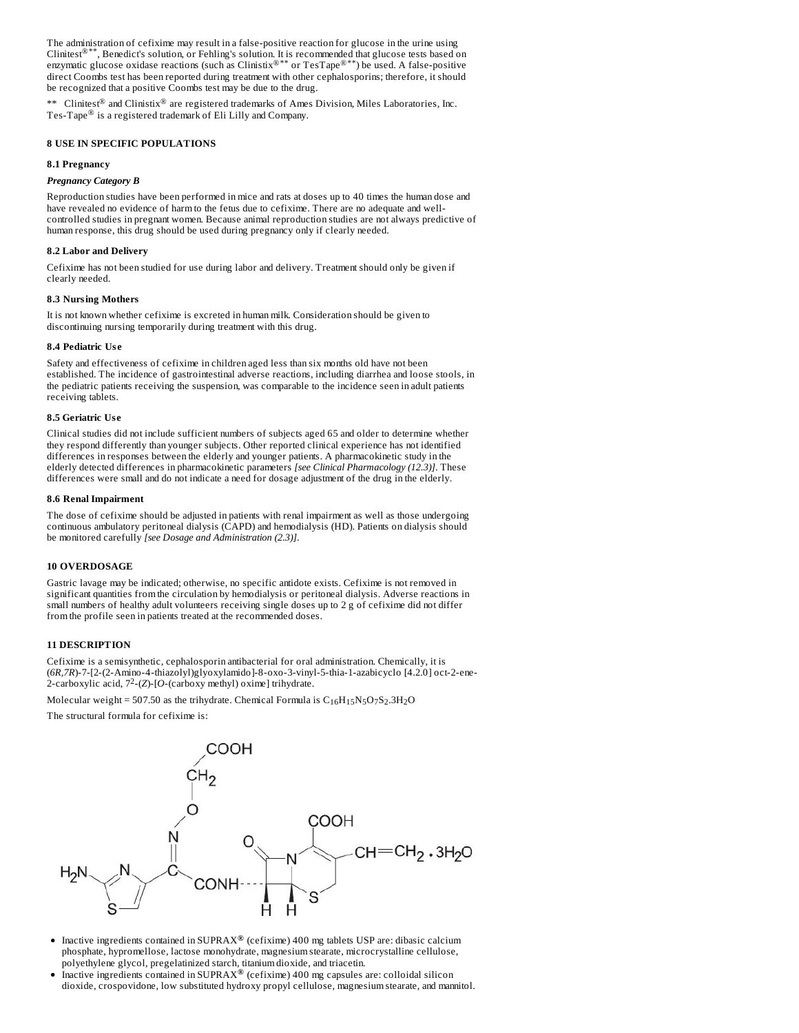The administration of cefixime may result in a false-positive reaction for glucose in the urine using Clinitest®**, Benedict's solution, or Fehling's solution. It is recommended that glucose tests based on enzymatic glucose oxidase reactions (such as Clinistix®** or TesTape®**) be used. A false-positive direct Coombs test has been reported during treatment with other cephalosporins; therefore, it should be recognized that a positive Coombs test may be due to the drug.

** Clinitest® and Clinistix® are registered trademarks of Ames Division, Miles Laboratories, Inc. Tes-Tape® is a registered trademark of Eli Lilly and Company.

## 8 USE IN SPECIFIC POPULATIONS

### 8.1 Pregnancy

***Pregnancy Category B***

Reproduction studies have been performed in mice and rats at doses up to 40 times the human dose and have revealed no evidence of harm to the fetus due to cefixime. There are no adequate and well-controlled studies in pregnant women. Because animal reproduction studies are not always predictive of human response, this drug should be used during pregnancy only if clearly needed.

### 8.2 Labor and Delivery

Cefixime has not been studied for use during labor and delivery. Treatment should only be given if clearly needed.

### 8.3 Nursing Mothers

It is not known whether cefixime is excreted in human milk. Consideration should be given to discontinuing nursing temporarily during treatment with this drug.

### 8.4 Pediatric Use

Safety and effectiveness of cefixime in children aged less than six months old have not been established. The incidence of gastrointestinal adverse reactions, including diarrhea and loose stools, in the pediatric patients receiving the suspension, was comparable to the incidence seen in adult patients receiving tablets.

### 8.5 Geriatric Use

Clinical studies did not include sufficient numbers of subjects aged 65 and older to determine whether they respond differently than younger subjects. Other reported clinical experience has not identified differences in responses between the elderly and younger patients. A pharmacokinetic study in the elderly detected differences in pharmacokinetic parameters *[see Clinical Pharmacology (12.3)]*. These differences were small and do not indicate a need for dosage adjustment of the drug in the elderly.

### 8.6 Renal Impairment

The dose of cefixime should be adjusted in patients with renal impairment as well as those undergoing continuous ambulatory peritoneal dialysis (CAPD) and hemodialysis (HD). Patients on dialysis should be monitored carefully *[see Dosage and Administration (2.3)]*.

## 10 OVERDOSAGE

Gastric lavage may be indicated; otherwise, no specific antidote exists. Cefixime is not removed in significant quantities from the circulation by hemodialysis or peritoneal dialysis. Adverse reactions in small numbers of healthy adult volunteers receiving single doses up to 2 g of cefixime did not differ from the profile seen in patients treated at the recommended doses.

## 11 DESCRIPTION

Cefixime is a semisynthetic, cephalosporin antibacterial for oral administration. Chemically, it is (*6R,7R*)-7-[2-(2-Amino-4-thiazolyl)glyoxylamido]-8-oxo-3-vinyl-5-thia-1-azabicyclo [4.2.0] oct-2-ene-2-carboxylic acid, $7^2$-(*Z*)-[*O*-(carboxy methyl) oxime] trihydrate.

Molecular weight = 507.50 as the trihydrate. Chemical Formula is $C_{16}H_{15}N_5O_7S_2.3H_2O$

The structural formula for cefixime is:

- Inactive ingredients contained in SUPRAX® (cefixime) 400 mg tablets USP are: dibasic calcium phosphate, hypromellose, lactose monohydrate, magnesium stearate, microcrystalline cellulose, polyethylene glycol, pregelatinized starch, titanium dioxide, and triacetin.
- Inactive ingredients contained in SUPRAX® (cefixime) 400 mg capsules are: colloidal silicon dioxide, crospovidone, low substituted hydroxy propyl cellulose, magnesium stearate, and mannitol.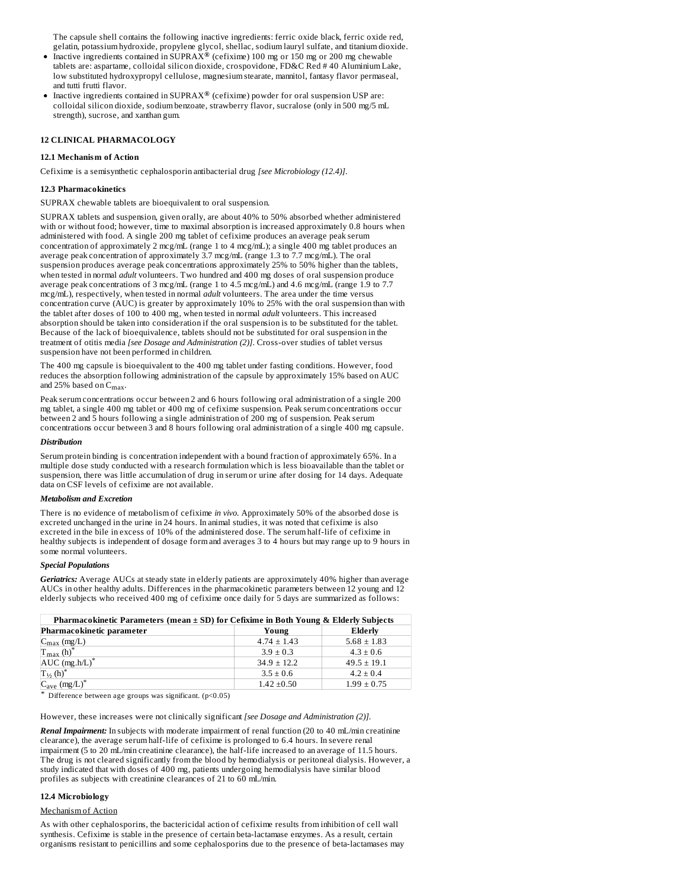The capsule shell contains the following inactive ingredients: ferric oxide black, ferric oxide red, gelatin, potassium hydroxide, propylene glycol, shellac, sodium lauryl sulfate, and titanium dioxide.

- Inactive ingredients contained in SUPRAX® (cefixime) 100 mg or 150 mg or 200 mg chewable tablets are: aspartame, colloidal silicon dioxide, crospovidone, FD&C Red # 40 Aluminium Lake, low substituted hydroxypropyl cellulose, magnesium stearate, mannitol, fantasy flavor permaseal, and tutti frutti flavor.
- Inactive ingredients contained in SUPRAX® (cefixime) powder for oral suspension USP are: colloidal silicon dioxide, sodium benzoate, strawberry flavor, sucralose (only in 500 mg/5 mL strength), sucrose, and xanthan gum.

## 12 CLINICAL PHARMACOLOGY

### 12.1 Mechanism of Action

Cefixime is a semisynthetic cephalosporin antibacterial drug *[see Microbiology (12.4)]*.

### 12.3 Pharmacokinetics

SUPRAX chewable tablets are bioequivalent to oral suspension.

SUPRAX tablets and suspension, given orally, are about 40% to 50% absorbed whether administered with or without food; however, time to maximal absorption is increased approximately 0.8 hours when administered with food. A single 200 mg tablet of cefixime produces an average peak serum concentration of approximately 2 mcg/mL (range 1 to 4 mcg/mL); a single 400 mg tablet produces an average peak concentration of approximately 3.7 mcg/mL (range 1.3 to 7.7 mcg/mL). The oral suspension produces average peak concentrations approximately 25% to 50% higher than the tablets, when tested in normal *adult* volunteers. Two hundred and 400 mg doses of oral suspension produce average peak concentrations of 3 mcg/mL (range 1 to 4.5 mcg/mL) and 4.6 mcg/mL (range 1.9 to 7.7 mcg/mL), respectively, when tested in normal *adult* volunteers. The area under the time versus concentration curve (AUC) is greater by approximately 10% to 25% with the oral suspension than with the tablet after doses of 100 to 400 mg, when tested in normal *adult* volunteers. This increased absorption should be taken into consideration if the oral suspension is to be substituted for the tablet. Because of the lack of bioequivalence, tablets should not be substituted for oral suspension in the treatment of otitis media *[see Dosage and Administration (2)]*. Cross-over studies of tablet versus suspension have not been performed in children.

The 400 mg capsule is bioequivalent to the 400 mg tablet under fasting conditions. However, food reduces the absorption following administration of the capsule by approximately 15% based on AUC and 25% based on $C_{max}$.

Peak serum concentrations occur between 2 and 6 hours following oral administration of a single 200 mg tablet, a single 400 mg tablet or 400 mg of cefixime suspension. Peak serum concentrations occur between 2 and 5 hours following a single administration of 200 mg of suspension. Peak serum concentrations occur between 3 and 8 hours following oral administration of a single 400 mg capsule.

***Distribution***

Serum protein binding is concentration independent with a bound fraction of approximately 65%. In a multiple dose study conducted with a research formulation which is less bioavailable than the tablet or suspension, there was little accumulation of drug in serum or urine after dosing for 14 days. Adequate data on CSF levels of cefixime are not available.

***Metabolism and Excretion***

There is no evidence of metabolism of cefixime *in vivo*. Approximately 50% of the absorbed dose is excreted unchanged in the urine in 24 hours. In animal studies, it was noted that cefixime is also excreted in the bile in excess of 10% of the administered dose. The serum half-life of cefixime in healthy subjects is independent of dosage form and averages 3 to 4 hours but may range up to 9 hours in some normal volunteers.

***Special Populations***

***Geriatrics:*** Average AUCs at steady state in elderly patients are approximately 40% higher than average AUCs in other healthy adults. Differences in the pharmacokinetic parameters between 12 young and 12 elderly subjects who received 400 mg of cefixime once daily for 5 days are summarized as follows:

**Pharmacokinetic Parameters (mean ± SD) for Cefixime in Both Young & Elderly Subjects**

| Pharmacokinetic parameter | Young | Elderly |
|---|---|---|
| $C_{max}$ (mg/L) | 4.74 ± 1.43 | 5.68 ± 1.83 |
| $T_{max}$ (h)* | 3.9 ± 0.3 | 4.3 ± 0.6 |
| AUC (mg.h/L)* | 34.9 ± 12.2 | 49.5 ± 19.1 |
| $T_{½}$ (h)* | 3.5 ± 0.6 | 4.2 ± 0.4 |
| $C_{ave}$ (mg/L)* | 1.42 ±0.50 | 1.99 ± 0.75 |

\* Difference between age groups was significant. ($p<0.05$)

However, these increases were not clinically significant *[see Dosage and Administration (2)]*.

***Renal Impairment:*** In subjects with moderate impairment of renal function (20 to 40 mL/min creatinine clearance), the average serum half-life of cefixime is prolonged to 6.4 hours. In severe renal impairment (5 to 20 mL/min creatinine clearance), the half-life increased to an average of 11.5 hours. The drug is not cleared significantly from the blood by hemodialysis or peritoneal dialysis. However, a study indicated that with doses of 400 mg, patients undergoing hemodialysis have similar blood profiles as subjects with creatinine clearances of 21 to 60 mL/min.

### 12.4 Microbiology

Mechanism of Action

As with other cephalosporins, the bactericidal action of cefixime results from inhibition of cell wall synthesis. Cefixime is stable in the presence of certain beta-lactamase enzymes. As a result, certain organisms resistant to penicillins and some cephalosporins due to the presence of beta-lactamases may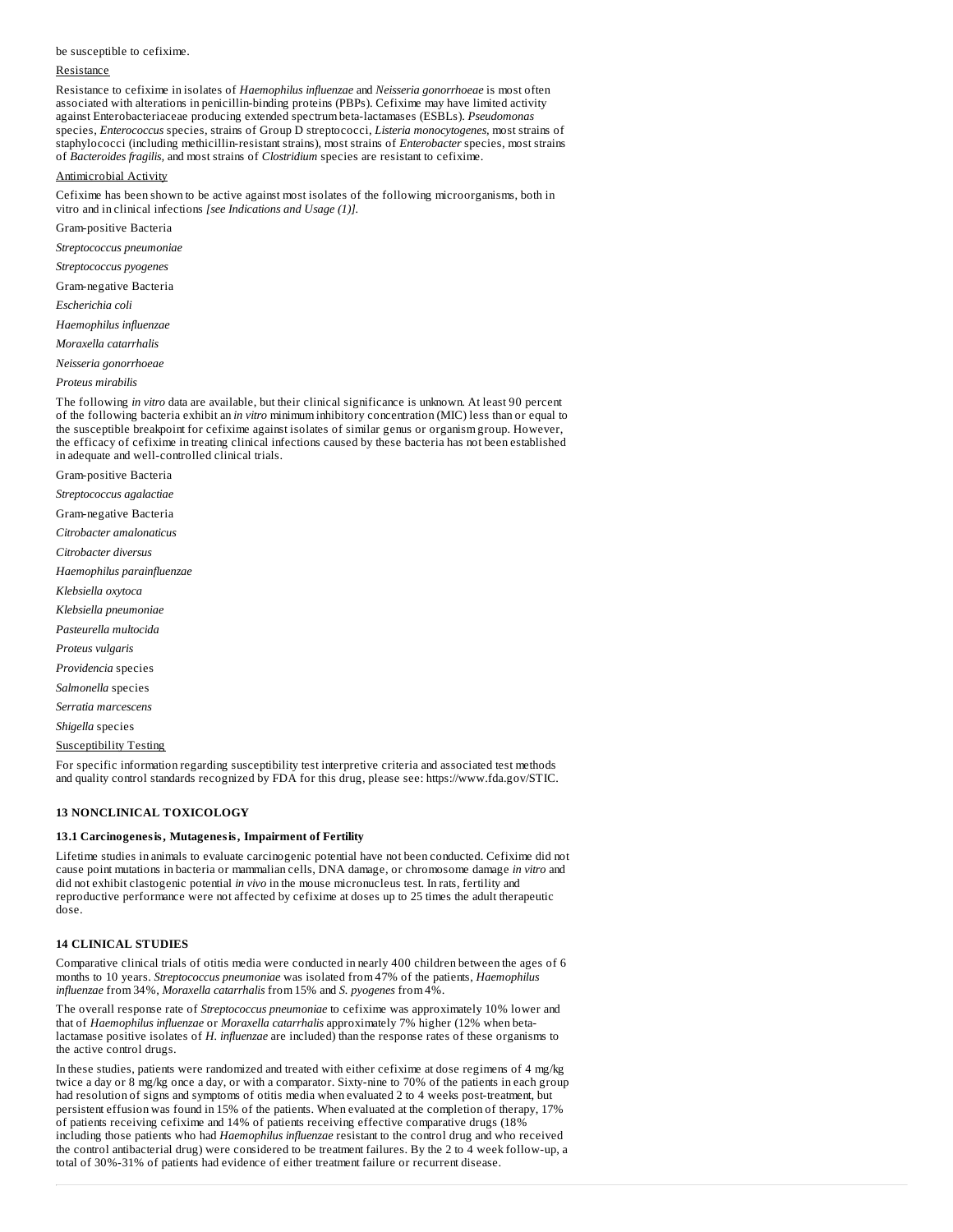be susceptible to cefixime.

Resistance

Resistance to cefixime in isolates of *Haemophilus influenzae* and *Neisseria gonorrhoeae* is most often associated with alterations in penicillin-binding proteins (PBPs). Cefixime may have limited activity against Enterobacteriaceae producing extended spectrum beta-lactamases (ESBLs). *Pseudomonas* species, *Enterococcus* species, strains of Group D streptococci, *Listeria monocytogenes*, most strains of staphylococci (including methicillin-resistant strains), most strains of *Enterobacter* species, most strains of *Bacteroides fragilis*, and most strains of *Clostridium* species are resistant to cefixime.

Antimicrobial Activity

Cefixime has been shown to be active against most isolates of the following microorganisms, both in vitro and in clinical infections *[see Indications and Usage (1)]*.

Gram-positive Bacteria

*Streptococcus pneumoniae*

*Streptococcus pyogenes*

Gram-negative Bacteria

*Escherichia coli*

*Haemophilus influenzae*

*Moraxella catarrhalis*

*Neisseria gonorrhoeae*

*Proteus mirabilis*

The following *in vitro* data are available, but their clinical significance is unknown. At least 90 percent of the following bacteria exhibit an *in vitro* minimum inhibitory concentration (MIC) less than or equal to the susceptible breakpoint for cefixime against isolates of similar genus or organism group. However, the efficacy of cefixime in treating clinical infections caused by these bacteria has not been established in adequate and well-controlled clinical trials.

Gram-positive Bacteria

*Streptococcus agalactiae*

Gram-negative Bacteria

*Citrobacter amalonaticus*

*Citrobacter diversus*

*Haemophilus parainfluenzae*

*Klebsiella oxytoca*

*Klebsiella pneumoniae*

*Pasteurella multocida*

*Proteus vulgaris*

*Providencia* species

*Salmonella* species

*Serratia marcescens*

*Shigella* species

Susceptibility Testing

For specific information regarding susceptibility test interpretive criteria and associated test methods and quality control standards recognized by FDA for this drug, please see: https://www.fda.gov/STIC.

## 13 NONCLINICAL TOXICOLOGY

### 13.1 Carcinogenesis, Mutagenesis, Impairment of Fertility

Lifetime studies in animals to evaluate carcinogenic potential have not been conducted. Cefixime did not cause point mutations in bacteria or mammalian cells, DNA damage, or chromosome damage *in vitro* and did not exhibit clastogenic potential *in vivo* in the mouse micronucleus test. In rats, fertility and reproductive performance were not affected by cefixime at doses up to 25 times the adult therapeutic dose.

## 14 CLINICAL STUDIES

Comparative clinical trials of otitis media were conducted in nearly 400 children between the ages of 6 months to 10 years. *Streptococcus pneumoniae* was isolated from 47% of the patients, *Haemophilus influenzae* from 34%, *Moraxella catarrhalis* from 15% and *S. pyogenes* from 4%.

The overall response rate of *Streptococcus pneumoniae* to cefixime was approximately 10% lower and that of *Haemophilus influenzae* or *Moraxella catarrhalis* approximately 7% higher (12% when beta-lactamase positive isolates of *H. influenzae* are included) than the response rates of these organisms to the active control drugs.

In these studies, patients were randomized and treated with either cefixime at dose regimens of 4 mg/kg twice a day or 8 mg/kg once a day, or with a comparator. Sixty-nine to 70% of the patients in each group had resolution of signs and symptoms of otitis media when evaluated 2 to 4 weeks post-treatment, but persistent effusion was found in 15% of the patients. When evaluated at the completion of therapy, 17% of patients receiving cefixime and 14% of patients receiving effective comparative drugs (18% including those patients who had *Haemophilus influenzae* resistant to the control drug and who received the control antibacterial drug) were considered to be treatment failures. By the 2 to 4 week follow-up, a total of 30%-31% of patients had evidence of either treatment failure or recurrent disease.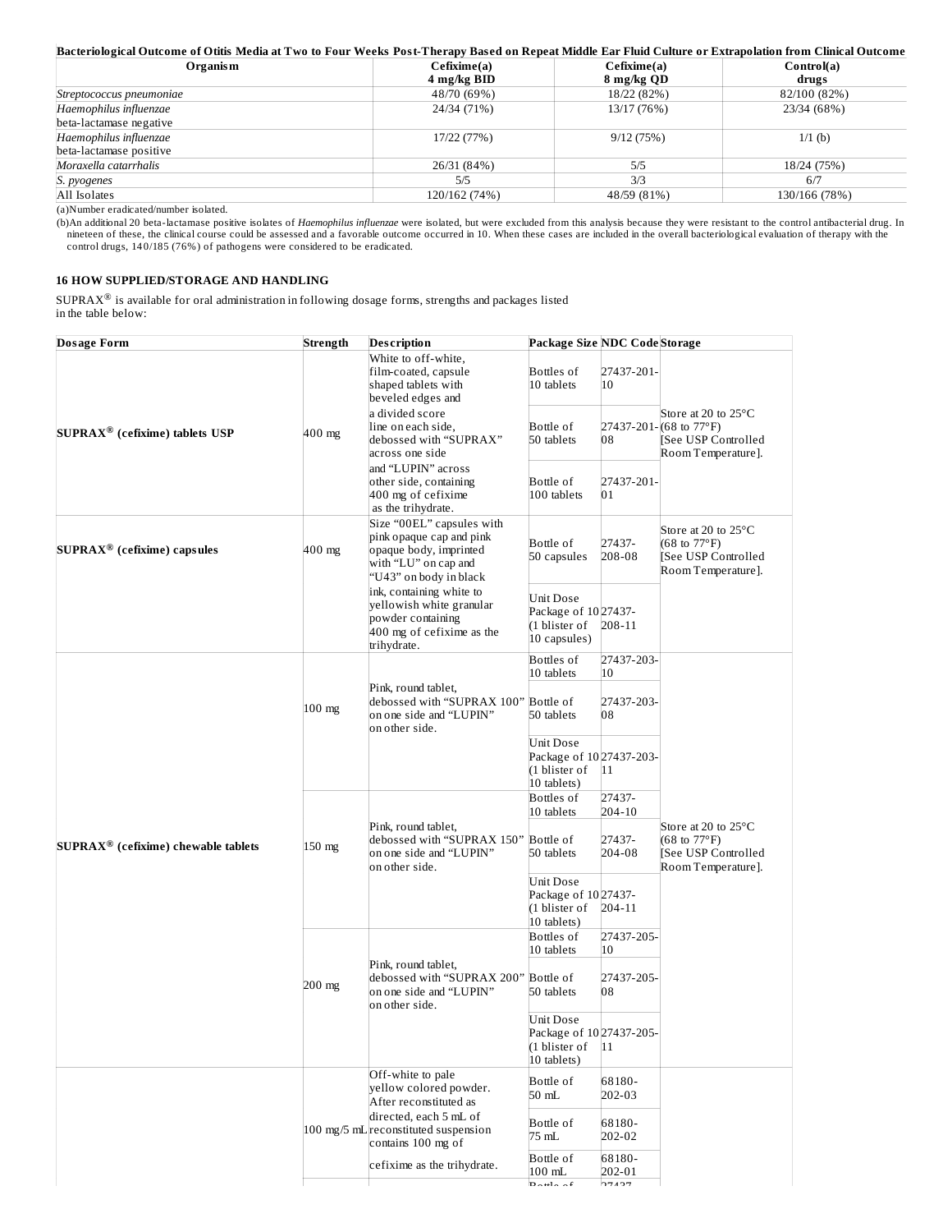**Bacteriological Outcome of Otitis Media at Two to Four Weeks Post-Therapy Based on Repeat Middle Ear Fluid Culture or Extrapolation from Clinical Outcome**

| Organism | Cefixime(a) 4 mg/kg BID | Cefixime(a) 8 mg/kg QD | Control(a) drugs |
|---|---|---|---|
| *Streptococcus pneumoniae* | 48/70 (69%) | 18/22 (82%) | 82/100 (82%) |
| *Haemophilus influenzae* beta-lactamase negative | 24/34 (71%) | 13/17 (76%) | 23/34 (68%) |
| *Haemophilus influenzae* beta-lactamase positive | 17/22 (77%) | 9/12 (75%) | 1/1 (b) |
| *Moraxella catarrhalis* | 26/31 (84%) | 5/5 | 18/24 (75%) |
| *S. pyogenes* | 5/5 | 3/3 | 6/7 |
| All Isolates | 120/162 (74%) | 48/59 (81%) | 130/166 (78%) |

(a)Number eradicated/number isolated.

(b)An additional 20 beta-lactamase positive isolates of *Haemophilus influenzae* were isolated, but were excluded from this analysis because they were resistant to the control antibacterial drug. In nineteen of these, the clinical course could be assessed and a favorable outcome occurred in 10. When these cases are included in the overall bacteriological evaluation of therapy with the control drugs, 140/185 (76%) of pathogens were considered to be eradicated.

## 16 HOW SUPPLIED/STORAGE AND HANDLING

SUPRAX® is available for oral administration in following dosage forms, strengths and packages listed in the table below:

| Dosage Form | Strength | Description | Package Size | NDC Code | Storage |
|---|---|---|---|---|---|
| **SUPRAX® (cefixime) tablets USP** | 400 mg | White to off-white, film-coated, capsule shaped tablets with beveled edges and a divided score line on each side, debossed with "SUPRAX" across one side and "LUPIN" across other side, containing 400 mg of cefixime as the trihydrate. | Bottles of 10 tablets | 27437-201-10 | Store at 20 to 25°C (68 to 77°F) [See USP Controlled Room Temperature]. |
| | | | Bottle of 50 tablets | 27437-201-08 | |
| | | | Bottle of 100 tablets | 27437-201-01 | |
| **SUPRAX® (cefixime) capsules** | 400 mg | Size "00EL" capsules with pink opaque cap and pink opaque body, imprinted with "LU" on cap and "U43" on body in black ink, containing white to yellowish white granular powder containing 400 mg of cefixime as the trihydrate. | Bottle of 50 capsules | 27437-208-08 | Store at 20 to 25°C (68 to 77°F) [See USP Controlled Room Temperature]. |
| | | | Unit Dose Package of 10 (1 blister of 10 capsules) | 27437-208-11 | |
| **SUPRAX® (cefixime) chewable tablets** | 100 mg | Pink, round tablet, debossed with "SUPRAX 100" on one side and "LUPIN" on other side. | Bottles of 10 tablets | 27437-203-10 | Store at 20 to 25°C (68 to 77°F) [See USP Controlled Room Temperature]. |
| | | | Bottle of 50 tablets | 27437-203-08 | |
| | | | Unit Dose Package of 10 (1 blister of 10 tablets) | 27437-203-11 | |
| | 150 mg | Pink, round tablet, debossed with "SUPRAX 150" on one side and "LUPIN" on other side. | Bottles of 10 tablets | 27437-204-10 | |
| | | | Bottle of 50 tablets | 27437-204-08 | |
| | | | Unit Dose Package of 10 (1 blister of 10 tablets) | 27437-204-11 | |
| | 200 mg | Pink, round tablet, debossed with "SUPRAX 200" on one side and "LUPIN" on other side. | Bottles of 10 tablets | 27437-205-10 | |
| | | | Bottle of 50 tablets | 27437-205-08 | |
| | | | Unit Dose Package of 10 (1 blister of 10 tablets) | 27437-205-11 | |
| | 100 mg/5 mL | Off-white to pale yellow colored powder. After reconstituted as directed, each 5 mL of reconstituted suspension contains 100 mg of cefixime as the trihydrate. | Bottle of 50 mL | 68180-202-03 | |
| | | | Bottle of 75 mL | 68180-202-02 | |
| | | | Bottle of 100 mL | 68180-202-01 | |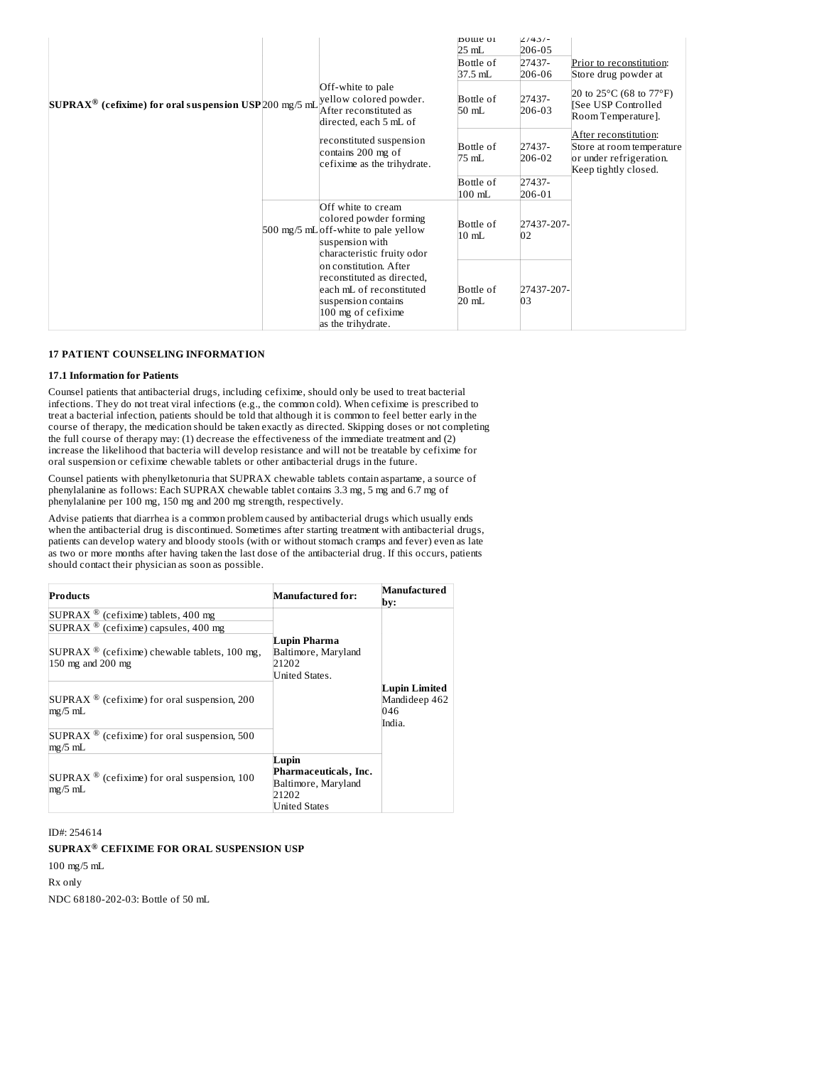| | | | Bottle of 25 mL | 27437-206-05 | |
|---|---|---|---|---|---|
| **SUPRAX® (cefixime) for oral suspension USP** | 200 mg/5 mL | Off-white to pale yellow colored powder. After reconstituted as directed, each 5 mL of reconstituted suspension contains 200 mg of cefixime as the trihydrate. | Bottle of 37.5 mL | 27437-206-06 | Prior to reconstitution: Store drug powder at 20 to 25°C (68 to 77°F) [See USP Controlled Room Temperature]. After reconstitution: Store at room temperature or under refrigeration. Keep tightly closed. |
| | | | Bottle of 50 mL | 27437-206-03 | |
| | | | Bottle of 75 mL | 27437-206-02 | |
| | | | Bottle of 100 mL | 27437-206-01 | |
| | 500 mg/5 mL | Off white to cream colored powder forming off-white to pale yellow suspension with characteristic fruity odor on constitution. After reconstituted as directed, each mL of reconstituted suspension contains 100 mg of cefixime as the trihydrate. | Bottle of 10 mL | 27437-207-02 | |
| | | | Bottle of 20 mL | 27437-207-03 | |

## 17 PATIENT COUNSELING INFORMATION

### 17.1 Information for Patients

Counsel patients that antibacterial drugs, including cefixime, should only be used to treat bacterial infections. They do not treat viral infections (e.g., the common cold). When cefixime is prescribed to treat a bacterial infection, patients should be told that although it is common to feel better early in the course of therapy, the medication should be taken exactly as directed. Skipping doses or not completing the full course of therapy may: (1) decrease the effectiveness of the immediate treatment and (2) increase the likelihood that bacteria will develop resistance and will not be treatable by cefixime for oral suspension or cefixime chewable tablets or other antibacterial drugs in the future.

Counsel patients with phenylketonuria that SUPRAX chewable tablets contain aspartame, a source of phenylalanine as follows: Each SUPRAX chewable tablet contains 3.3 mg, 5 mg and 6.7 mg of phenylalanine per 100 mg, 150 mg and 200 mg strength, respectively.

Advise patients that diarrhea is a common problem caused by antibacterial drugs which usually ends when the antibacterial drug is discontinued. Sometimes after starting treatment with antibacterial drugs, patients can develop watery and bloody stools (with or without stomach cramps and fever) even as late as two or more months after having taken the last dose of the antibacterial drug. If this occurs, patients should contact their physician as soon as possible.

| Products | Manufactured for: | Manufactured by: |
|---|---|---|
| SUPRAX® (cefixime) tablets, 400 mg | **Lupin Pharma** Baltimore, Maryland 21202 United States. | **Lupin Limited** Mandideep 462 046 India. |
| SUPRAX® (cefixime) capsules, 400 mg | | |
| SUPRAX® (cefixime) chewable tablets, 100 mg, 150 mg and 200 mg | | |
| SUPRAX® (cefixime) for oral suspension, 200 mg/5 mL | | |
| SUPRAX® (cefixime) for oral suspension, 500 mg/5 mL | | |
| SUPRAX® (cefixime) for oral suspension, 100 mg/5 mL | **Lupin Pharmaceuticals, Inc.** Baltimore, Maryland 21202 United States | |

ID#: 254614

**SUPRAX® CEFIXIME FOR ORAL SUSPENSION USP**

100 mg/5 mL

Rx only

NDC 68180-202-03: Bottle of 50 mL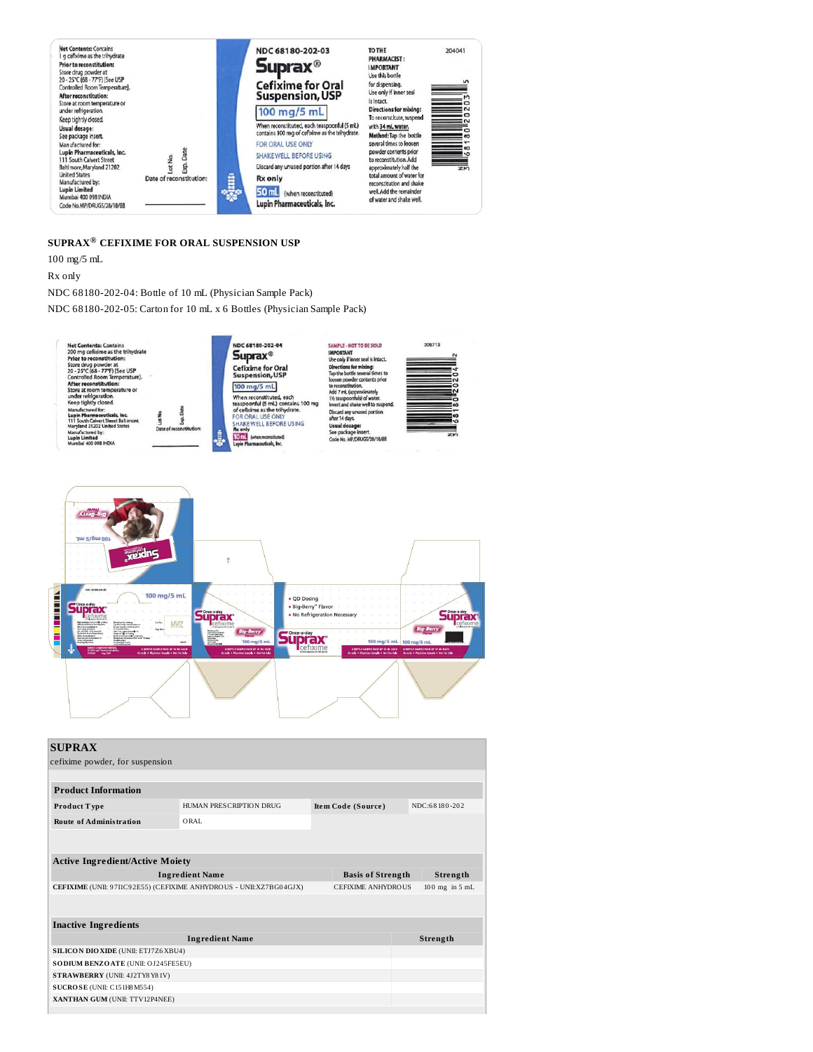Net Contents: Contains 1 g cefixime as the trihydrate

**Prior to reconstitution:** Store drug powder at 20 - 25°C (68 - 77°F) [See USP Controlled Room Temperature].

**After reconstitution:** Store at room temperature or under refrigeration.

Keep tightly closed.

**Usual dosage:** See package insert.

Manufactured for: **Lupin Pharmaceuticals, Inc.** 111 South Calvert Street Baltimore, Maryland 21202 United States

Manufactured by: **Lupin Limited** Mumbai 400 098 INDIA

Code No. MP/DRUGS/28/18/88

Lot No. Exp. Date

Date of reconstitution:

NDC 68180-202-03

**Suprax®**

**Cefixime for Oral Suspension, USP**

100 mg/5 mL

When reconstituted, each teaspoonful (5 mL) contains 100 mg of cefixime as the trihydrate.

FOR ORAL USE ONLY

SHAKE WELL BEFORE USING

Discard any unused portion after 14 days

**Rx only**

50 mL (when reconstituted)

**Lupin Pharmaceuticals, Inc.**

**TO THE PHARMACIST: IMPORTANT** Use this bottle for dispensing. Use only if inner seal is intact.

**Directions for mixing:** To reconstitute, suspend with 34 mL water.

**Method:** Tap the bottle several times to loosen powder contents prior to reconstitution. Add approximately half the total amount of water for reconstitution and shake well. Add the remainder of water and shake well.

204041

## SUPRAX® CEFIXIME FOR ORAL SUSPENSION USP

100 mg/5 mL

Rx only

NDC 68180-202-04: Bottle of 10 mL (Physician Sample Pack)

NDC 68180-202-05: Carton for 10 mL x 6 Bottles (Physician Sample Pack)

Net Contents: Contains 200 mg cefixime as the trihydrate

**Prior to reconstitution:** Store drug powder at 20 - 25°C (68 - 77°F) [See USP Controlled Room Temperature].

**After reconstitution:** Store at room temperature or under refrigeration.

Keep tightly closed.

Manufactured for: **Lupin Pharmaceuticals, Inc.** 111 South Calvert Street Baltimore, Maryland 21202 United States

Manufactured by: **Lupin Limited** Mumbai 400 098 INDIA

Lot No. Exp. Date

Date of reconstitution:

NDC 68180-202-04

**Suprax®**

**Cefixime for Oral Suspension, USP**

100 mg/5 mL

When reconstituted, each teaspoonful (5 mL) contains 100 mg of cefixime as the trihydrate.

FOR ORAL USE ONLY

SHAKE WELL BEFORE USING

**Rx only**

10 mL (when reconstituted)

**Lupin Pharmaceuticals, Inc.**

SAMPLE - NOT TO BE SOLD

**IMPORTANT** Use only if inner seal is intact.

**Directions for mixing:** Tap the bottle several times to loosen powder contents prior to reconstitution. Add 7 mL (approximately 1½ teaspoonfuls) of water. Invert and shake well to suspend.

Discard any unused portion after 14 days.

**Usual dosage:** See package insert.

Code No. MP/DRUGS/28/18/88

205713

Big-Berry Flavor

100 mg/5 mL

Once-a-day Suprax cefixime

- QD Dosing
- Big-Berry™ Flavor
- No Refrigeration Necessary

6 BOTTLE SAMPLE PACK OF 10 mL EACH

Rx only • Physician Sample • Not for Sale

| **SUPRAX** | | | |
|---|---|---|---|
| cefixime powder, for suspension | | | |

| **Product Information** | | | |
|---|---|---|---|
| **Product Type** | HUMAN PRESCRIPTION DRUG | **Item Code (Source)** | NDC:68180-202 |
| **Route of Administration** | ORAL | | |

| **Active Ingredient/Active Moiety** | | |
|---|---|---|
| **Ingredient Name** | **Basis of Strength** | **Strength** |
| **CEFIXIME** (UNII: 97I1C92E55) (CEFIXIME ANHYDROUS - UNII:XZ7BG04GJX) | CEFIXIME ANHYDROUS | 100 mg in 5 mL |

| **Inactive Ingredients** | |
|---|---|
| **Ingredient Name** | **Strength** |
| **SILICON DIOXIDE** (UNII: ETJ7Z6XBU4) | |
| **SODIUM BENZOATE** (UNII: OJ245FE5EU) | |
| **STRAWBERRY** (UNII: 4J2TY8Y81V) | |
| **SUCROSE** (UNII: C151H8M554) | |
| **XANTHAN GUM** (UNII: TTV12P4NEE) | |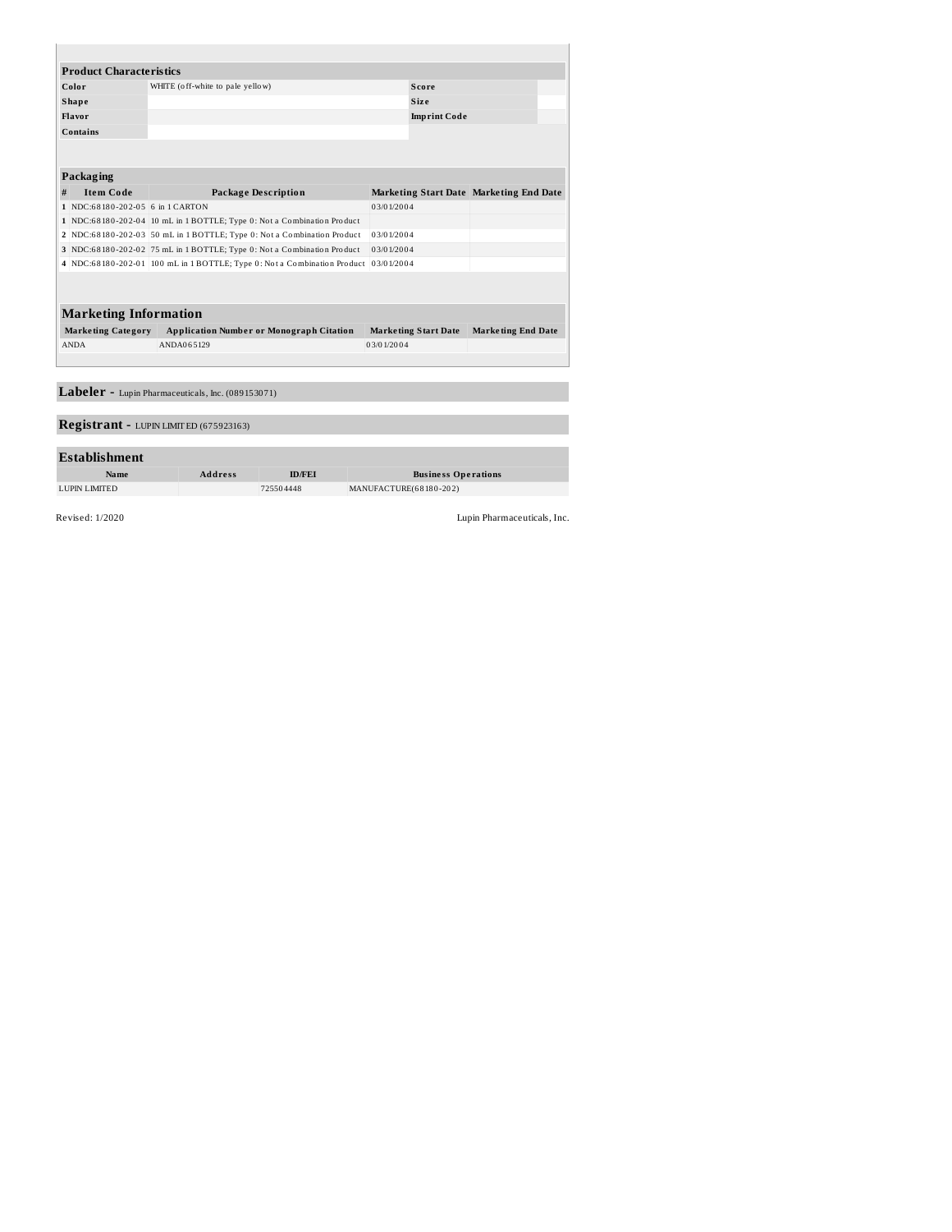**Product Characteristics**

| | | | |
|---|---|---|---|
| **Color** | WHITE (off-white to pale yellow) | **Score** | |
| **Shape** | | **Size** | |
| **Flavor** | | **Imprint Code** | |
| **Contains** | | | |

**Packaging**

| # | Item Code | Package Description | Marketing Start Date | Marketing End Date |
|---|---|---|---|---|
| 1 | NDC:68180-202-05 | 6 in 1 CARTON | 03/01/2004 | |
| 1 | NDC:68180-202-04 | 10 mL in 1 BOTTLE; Type 0: Not a Combination Product | | |
| 2 | NDC:68180-202-03 | 50 mL in 1 BOTTLE; Type 0: Not a Combination Product | 03/01/2004 | |
| 3 | NDC:68180-202-02 | 75 mL in 1 BOTTLE; Type 0: Not a Combination Product | 03/01/2004 | |
| 4 | NDC:68180-202-01 | 100 mL in 1 BOTTLE; Type 0: Not a Combination Product | 03/01/2004 | |

**Marketing Information**

| Marketing Category | Application Number or Monograph Citation | Marketing Start Date | Marketing End Date |
|---|---|---|---|
| ANDA | ANDA065129 | 03/01/2004 | |

**Labeler -** Lupin Pharmaceuticals, Inc. (089153071)

**Registrant -** LUPIN LIMITED (675923163)

**Establishment**

| Name | Address | ID/FEI | Business Operations |
|---|---|---|---|
| LUPIN LIMITED | | 725504448 | MANUFACTURE(68180-202) |

Revised: 1/2020

Lupin Pharmaceuticals, Inc.